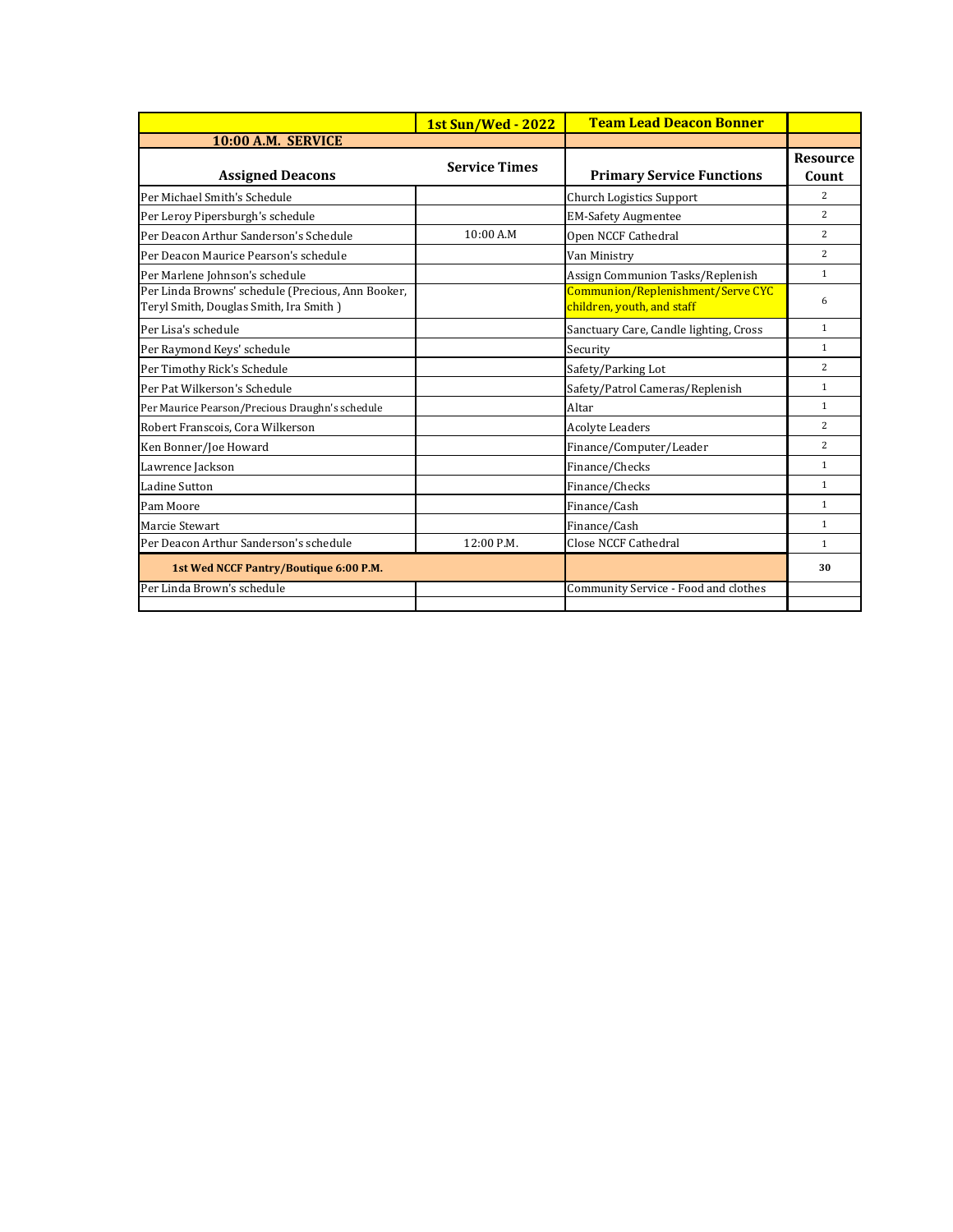| | 1st Sun/Wed - 2022 | Team Lead Deacon Bonner | |
|---|---|---|---|
| 10:00 A.M. SERVICE | | | |
| Assigned Deacons | Service Times | Primary Service Functions | Resource Count |
| Per Michael Smith's Schedule | | Church Logistics Support | 2 |
| Per Leroy Pipersburgh's schedule | | EM-Safety Augmentee | 2 |
| Per Deacon Arthur Sanderson's Schedule | 10:00 A.M | Open NCCF Cathedral | 2 |
| Per Deacon Maurice Pearson's schedule | | Van Ministry | 2 |
| Per Marlene Johnson's schedule | | Assign Communion Tasks/Replenish | 1 |
| Per Linda Browns' schedule (Precious, Ann Booker, Teryl Smith, Douglas Smith, Ira Smith ) | | Communion/Replenishment/Serve CYC children, youth, and staff | 6 |
| Per Lisa's schedule | | Sanctuary Care, Candle lighting, Cross | 1 |
| Per Raymond Keys' schedule | | Security | 1 |
| Per Timothy Rick's Schedule | | Safety/Parking Lot | 2 |
| Per Pat Wilkerson's Schedule | | Safety/Patrol Cameras/Replenish | 1 |
| Per Maurice Pearson/Precious Draughn's schedule | | Altar | 1 |
| Robert Franscois, Cora Wilkerson | | Acolyte Leaders | 2 |
| Ken Bonner/Joe Howard | | Finance/Computer/Leader | 2 |
| Lawrence Jackson | | Finance/Checks | 1 |
| Ladine Sutton | | Finance/Checks | 1 |
| Pam Moore | | Finance/Cash | 1 |
| Marcie Stewart | | Finance/Cash | 1 |
| Per Deacon Arthur Sanderson's schedule | 12:00 P.M. | Close NCCF Cathedral | 1 |
| **1st Wed NCCF Pantry/Boutique 6:00 P.M.** | | | **30** |
| Per Linda Brown's schedule | | Community Service - Food and clothes | |
| | | | |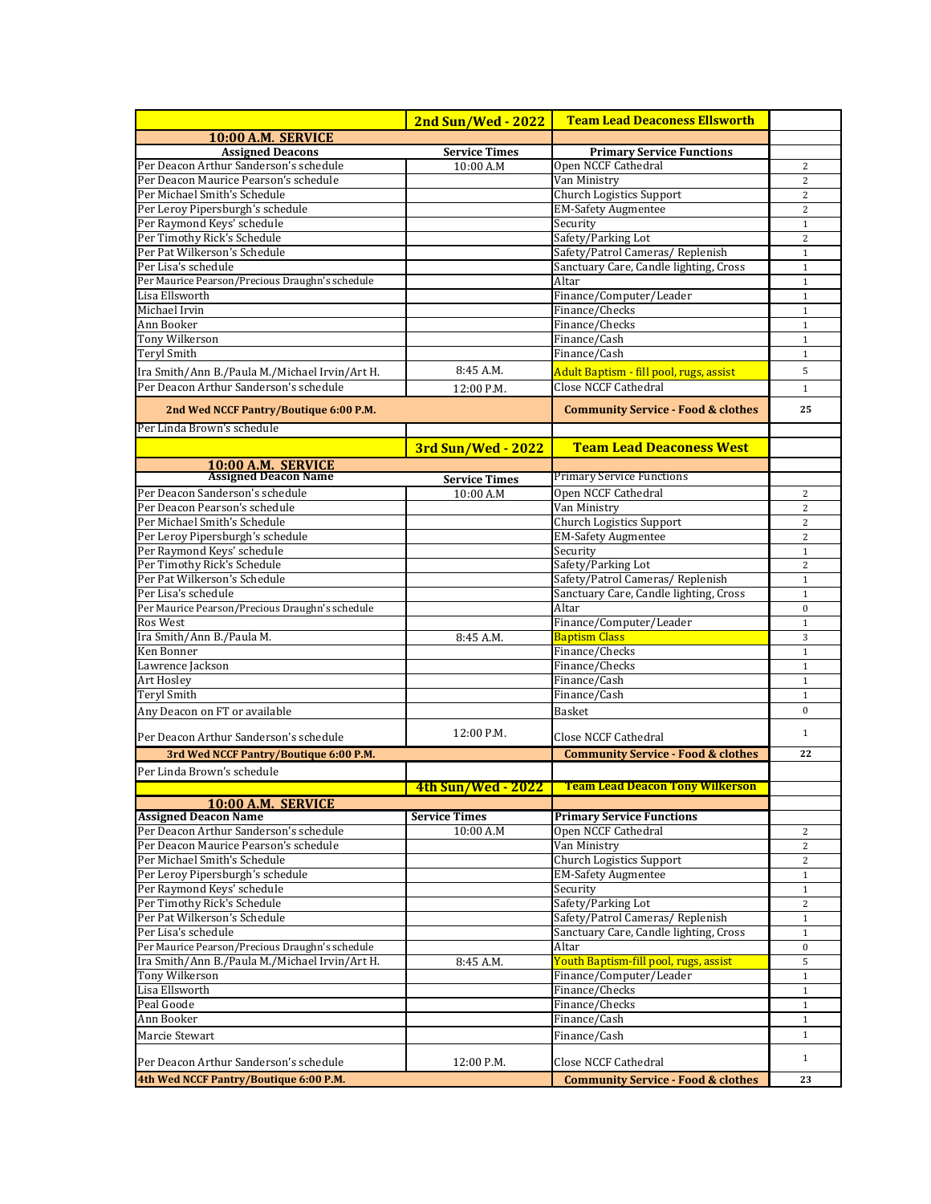| | 2nd Sun/Wed - 2022 | Team Lead Deaconess Ellsworth | |
|---|---|---|---|
| **10:00 A.M. SERVICE** | | | |
| **Assigned Deacons** | **Service Times** | **Primary Service Functions** | |
| Per Deacon Arthur Sanderson's schedule | 10:00 A.M | Open NCCF Cathedral | 2 |
| Per Deacon Maurice Pearson's schedule | | Van Ministry | 2 |
| Per Michael Smith's Schedule | | Church Logistics Support | 2 |
| Per Leroy Pipersburgh's schedule | | EM-Safety Augmentee | 2 |
| Per Raymond Keys' schedule | | Security | 1 |
| Per Timothy Rick's Schedule | | Safety/Parking Lot | 2 |
| Per Pat Wilkerson's Schedule | | Safety/Patrol Cameras/ Replenish | 1 |
| Per Lisa's schedule | | Sanctuary Care, Candle lighting, Cross | 1 |
| Per Maurice Pearson/Precious Draughn's schedule | | Altar | 1 |
| Lisa Ellsworth | | Finance/Computer/Leader | 1 |
| Michael Irvin | | Finance/Checks | 1 |
| Ann Booker | | Finance/Checks | 1 |
| Tony Wilkerson | | Finance/Cash | 1 |
| Teryl Smith | | Finance/Cash | 1 |
| Ira Smith/Ann B./Paula M./Michael Irvin/Art H. | 8:45 A.M. | Adult Baptism - fill pool, rugs, assist | 5 |
| Per Deacon Arthur Sanderson's schedule | 12:00 P.M. | Close NCCF Cathedral | 1 |
| **2nd Wed NCCF Pantry/Boutique 6:00 P.M.** | | **Community Service - Food & clothes** | **25** |
| Per Linda Brown's schedule | | | |
| | **3rd Sun/Wed - 2022** | **Team Lead Deaconess West** | |
| **10:00 A.M. SERVICE** | | | |
| **Assigned Deacon Name** | **Service Times** | Primary Service Functions | |
| Per Deacon Sanderson's schedule | 10:00 A.M | Open NCCF Cathedral | 2 |
| Per Deacon Pearson's schedule | | Van Ministry | 2 |
| Per Michael Smith's Schedule | | Church Logistics Support | 2 |
| Per Leroy Pipersburgh's schedule | | EM-Safety Augmentee | 2 |
| Per Raymond Keys' schedule | | Security | 1 |
| Per Timothy Rick's Schedule | | Safety/Parking Lot | 2 |
| Per Pat Wilkerson's Schedule | | Safety/Patrol Cameras/ Replenish | 1 |
| Per Lisa's schedule | | Sanctuary Care, Candle lighting, Cross | 1 |
| Per Maurice Pearson/Precious Draughn's schedule | | Altar | 0 |
| Ros West | | Finance/Computer/Leader | 1 |
| Ira Smith/Ann B./Paula M. | 8:45 A.M. | Baptism Class | 3 |
| Ken Bonner | | Finance/Checks | 1 |
| Lawrence Jackson | | Finance/Checks | 1 |
| Art Hosley | | Finance/Cash | 1 |
| Teryl Smith | | Finance/Cash | 1 |
| Any Deacon on FT or available | | Basket | 0 |
| Per Deacon Arthur Sanderson's schedule | 12:00 P.M. | Close NCCF Cathedral | 1 |
| **3rd Wed NCCF Pantry/Boutique 6:00 P.M.** | | **Community Service - Food & clothes** | **22** |
| Per Linda Brown's schedule | | | |
| | **4th Sun/Wed - 2022** | **Team Lead Deacon Tony Wilkerson** | |
| **10:00 A.M. SERVICE** | | | |
| **Assigned Deacon Name** | **Service Times** | **Primary Service Functions** | |
| Per Deacon Arthur Sanderson's schedule | 10:00 A.M | Open NCCF Cathedral | 2 |
| Per Deacon Maurice Pearson's schedule | | Van Ministry | 2 |
| Per Michael Smith's Schedule | | Church Logistics Support | 2 |
| Per Leroy Pipersburgh's schedule | | EM-Safety Augmentee | 1 |
| Per Raymond Keys' schedule | | Security | 1 |
| Per Timothy Rick's Schedule | | Safety/Parking Lot | 2 |
| Per Pat Wilkerson's Schedule | | Safety/Patrol Cameras/ Replenish | 1 |
| Per Lisa's schedule | | Sanctuary Care, Candle lighting, Cross | 1 |
| Per Maurice Pearson/Precious Draughn's schedule | | Altar | 0 |
| Ira Smith/Ann B./Paula M./Michael Irvin/Art H. | 8:45 A.M. | Youth Baptism-fill pool, rugs, assist | 5 |
| Tony Wilkerson | | Finance/Computer/Leader | 1 |
| Lisa Ellsworth | | Finance/Checks | 1 |
| Peal Goode | | Finance/Checks | 1 |
| Ann Booker | | Finance/Cash | 1 |
| Marcie Stewart | | Finance/Cash | 1 |
| Per Deacon Arthur Sanderson's schedule | 12:00 P.M. | Close NCCF Cathedral | 1 |
| **4th Wed NCCF Pantry/Boutique 6:00 P.M.** | | **Community Service - Food & clothes** | **23** |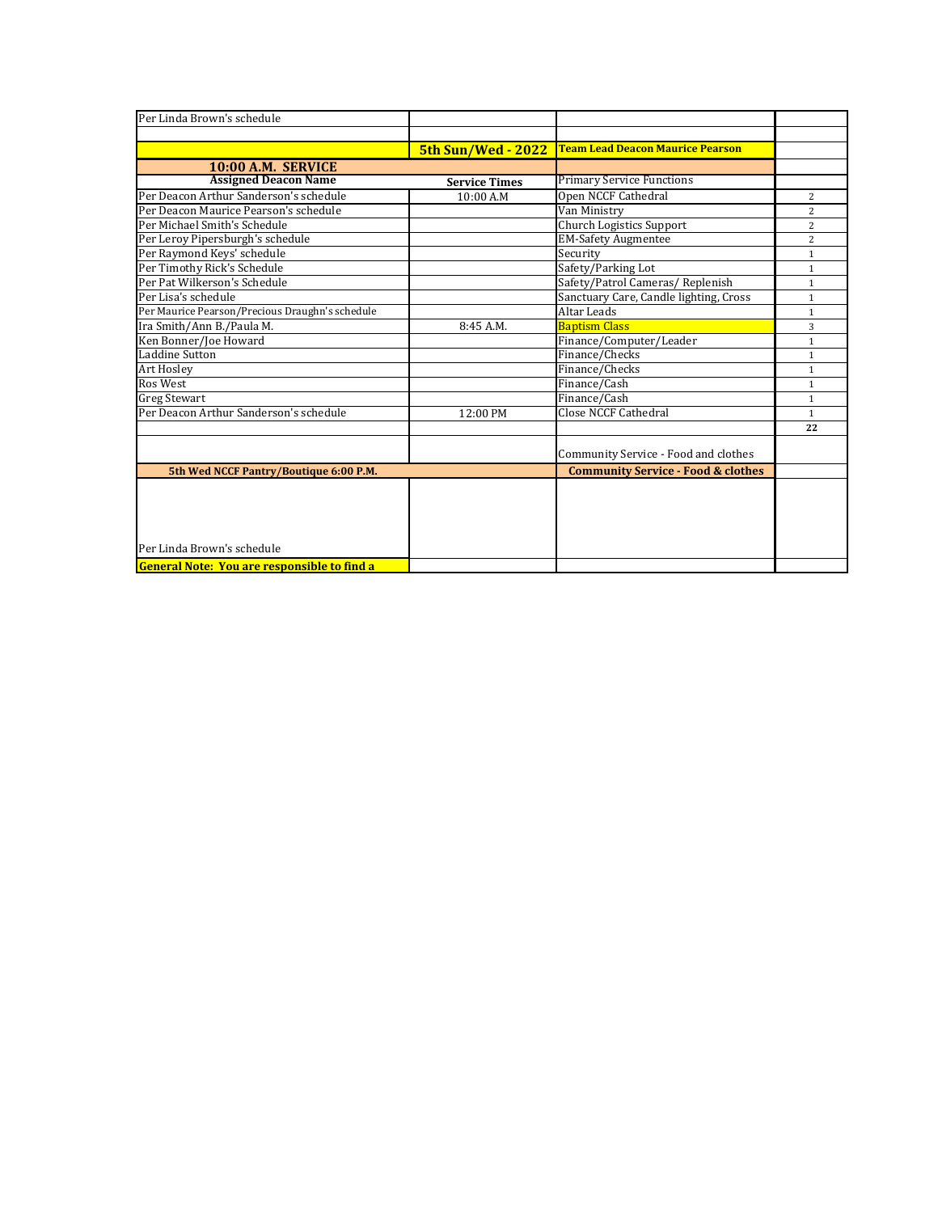| | | | |
|---|---|---|---|
| Per Linda Brown's schedule | | | |
| | | | |
| | **5th Sun/Wed - 2022** | **Team Lead Deacon Maurice Pearson** | |
| **10:00 A.M. SERVICE** | | | |
| **Assigned Deacon Name** | **Service Times** | Primary Service Functions | |
| Per Deacon Arthur Sanderson's schedule | 10:00 A.M | Open NCCF Cathedral | 2 |
| Per Deacon Maurice Pearson's schedule | | Van Ministry | 2 |
| Per Michael Smith's Schedule | | Church Logistics Support | 2 |
| Per Leroy Pipersburgh's schedule | | EM-Safety Augmentee | 2 |
| Per Raymond Keys' schedule | | Security | 1 |
| Per Timothy Rick's Schedule | | Safety/Parking Lot | 1 |
| Per Pat Wilkerson's Schedule | | Safety/Patrol Cameras/ Replenish | 1 |
| Per Lisa's schedule | | Sanctuary Care, Candle lighting, Cross | 1 |
| Per Maurice Pearson/Precious Draughn's schedule | | Altar Leads | 1 |
| Ira Smith/Ann B./Paula M. | 8:45 A.M. | Baptism Class | 3 |
| Ken Bonner/Joe Howard | | Finance/Computer/Leader | 1 |
| Laddine Sutton | | Finance/Checks | 1 |
| Art Hosley | | Finance/Checks | 1 |
| Ros West | | Finance/Cash | 1 |
| Greg Stewart | | Finance/Cash | 1 |
| Per Deacon Arthur Sanderson's schedule | 12:00 PM | Close NCCF Cathedral | 1 |
| | | | **22** |
| | | Community Service - Food and clothes | |
| **5th Wed NCCF Pantry/Boutique 6:00 P.M.** | | **Community Service - Food & clothes** | |
| Per Linda Brown's schedule | | | |
| **General Note: You are responsible to find a** | | | |